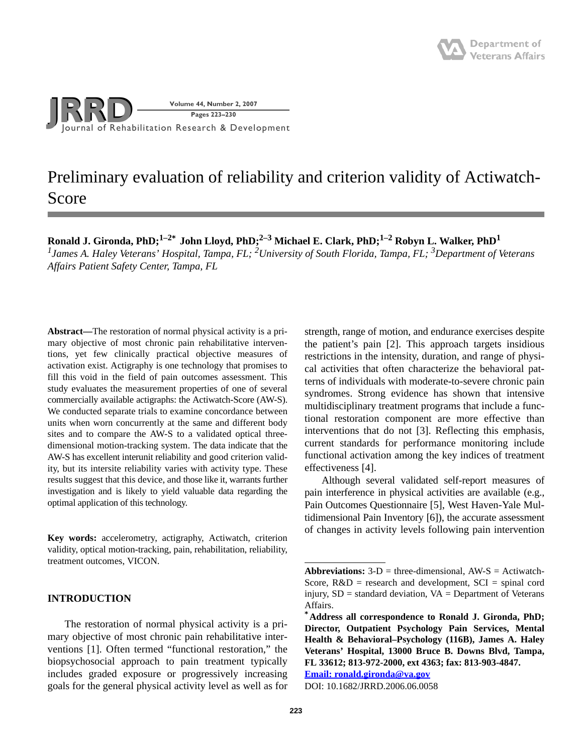# Preliminary evaluation of reliability and criterion validity of Actiwatch-Score

**Ronald J. Gironda, PhD;[1–2*] John Lloyd, PhD;[2–3] Michael E. Clark, PhD;[1–2] Robyn L. Walker, PhD[1]**

*[1]James A. Haley Veterans' Hospital, Tampa, FL; [2]University of South Florida, Tampa, FL; [3]Department of Veterans Affairs Patient Safety Center, Tampa, FL*

**Abstract**—The restoration of normal physical activity is a primary objective of most chronic pain rehabilitative interventions, yet few clinically practical objective measures of activation exist. Actigraphy is one technology that promises to fill this void in the field of pain outcomes assessment. This study evaluates the measurement properties of one of several commercially available actigraphs: the Actiwatch-Score (AW-S). We conducted separate trials to examine concordance between units when worn concurrently at the same and different body sites and to compare the AW-S to a validated optical three-dimensional motion-tracking system. The data indicate that the AW-S has excellent interunit reliability and good criterion validity, but its intersite reliability varies with activity type. These results suggest that this device, and those like it, warrants further investigation and is likely to yield valuable data regarding the optimal application of this technology.

**Key words:** accelerometry, actigraphy, Actiwatch, criterion validity, optical motion-tracking, pain, rehabilitation, reliability, treatment outcomes, VICON.

## INTRODUCTION

The restoration of normal physical activity is a primary objective of most chronic pain rehabilitative interventions [1]. Often termed "functional restoration," the biopsychosocial approach to pain treatment typically includes graded exposure or progressively increasing goals for the general physical activity level as well as for strength, range of motion, and endurance exercises despite the patient's pain [2]. This approach targets insidious restrictions in the intensity, duration, and range of physical activities that often characterize the behavioral patterns of individuals with moderate-to-severe chronic pain syndromes. Strong evidence has shown that intensive multidisciplinary treatment programs that include a functional restoration component are more effective than interventions that do not [3]. Reflecting this emphasis, current standards for performance monitoring include functional activation among the key indices of treatment effectiveness [4].

Although several validated self-report measures of pain interference in physical activities are available (e.g., Pain Outcomes Questionnaire [5], West Haven-Yale Multidimensional Pain Inventory [6]), the accurate assessment of changes in activity levels following pain intervention

---

**Abbreviations:** 3-D = three-dimensional, AW-S = Actiwatch-Score, R&D = research and development, SCI = spinal cord injury, SD = standard deviation, VA = Department of Veterans Affairs.

**\*Address all correspondence to Ronald J. Gironda, PhD; Director, Outpatient Psychology Pain Services, Mental Health & Behavioral–Psychology (116B), James A. Haley Veterans' Hospital, 13000 Bruce B. Downs Blvd, Tampa, FL 33612; 813-972-2000, ext 4363; fax: 813-903-4847. Email: ronald.gironda@va.gov**

DOI: 10.1682/JRRD.2006.06.0058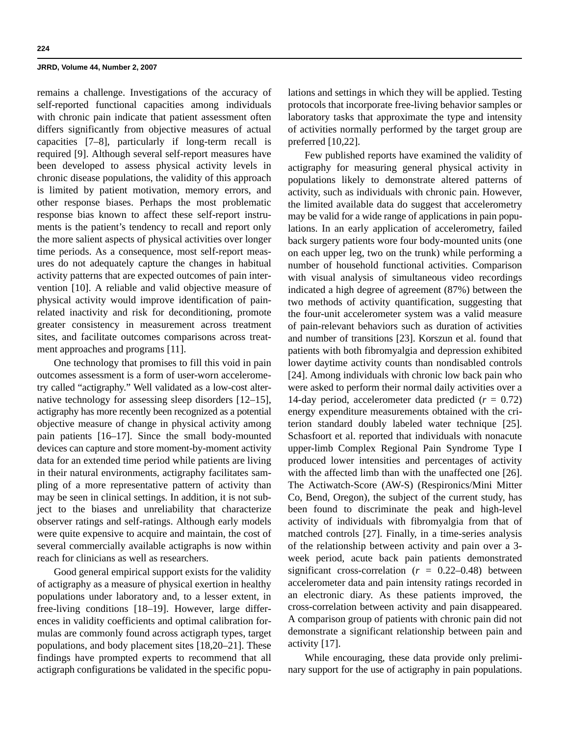remains a challenge. Investigations of the accuracy of self-reported functional capacities among individuals with chronic pain indicate that patient assessment often differs significantly from objective measures of actual capacities [7–8], particularly if long-term recall is required [9]. Although several self-report measures have been developed to assess physical activity levels in chronic disease populations, the validity of this approach is limited by patient motivation, memory errors, and other response biases. Perhaps the most problematic response bias known to affect these self-report instruments is the patient's tendency to recall and report only the more salient aspects of physical activities over longer time periods. As a consequence, most self-report measures do not adequately capture the changes in habitual activity patterns that are expected outcomes of pain intervention [10]. A reliable and valid objective measure of physical activity would improve identification of pain-related inactivity and risk for deconditioning, promote greater consistency in measurement across treatment sites, and facilitate outcomes comparisons across treatment approaches and programs [11].

One technology that promises to fill this void in pain outcomes assessment is a form of user-worn accelerometry called "actigraphy." Well validated as a low-cost alternative technology for assessing sleep disorders [12–15], actigraphy has more recently been recognized as a potential objective measure of change in physical activity among pain patients [16–17]. Since the small body-mounted devices can capture and store moment-by-moment activity data for an extended time period while patients are living in their natural environments, actigraphy facilitates sampling of a more representative pattern of activity than may be seen in clinical settings. In addition, it is not subject to the biases and unreliability that characterize observer ratings and self-ratings. Although early models were quite expensive to acquire and maintain, the cost of several commercially available actigraphs is now within reach for clinicians as well as researchers.

Good general empirical support exists for the validity of actigraphy as a measure of physical exertion in healthy populations under laboratory and, to a lesser extent, in free-living conditions [18–19]. However, large differences in validity coefficients and optimal calibration formulas are commonly found across actigraph types, target populations, and body placement sites [18,20–21]. These findings have prompted experts to recommend that all actigraph configurations be validated in the specific populations and settings in which they will be applied. Testing protocols that incorporate free-living behavior samples or laboratory tasks that approximate the type and intensity of activities normally performed by the target group are preferred [10,22].

Few published reports have examined the validity of actigraphy for measuring general physical activity in populations likely to demonstrate altered patterns of activity, such as individuals with chronic pain. However, the limited available data do suggest that accelerometry may be valid for a wide range of applications in pain populations. In an early application of accelerometry, failed back surgery patients wore four body-mounted units (one on each upper leg, two on the trunk) while performing a number of household functional activities. Comparison with visual analysis of simultaneous video recordings indicated a high degree of agreement (87%) between the two methods of activity quantification, suggesting that the four-unit accelerometer system was a valid measure of pain-relevant behaviors such as duration of activities and number of transitions [23]. Korszun et al. found that patients with both fibromyalgia and depression exhibited lower daytime activity counts than nondisabled controls [24]. Among individuals with chronic low back pain who were asked to perform their normal daily activities over a 14-day period, accelerometer data predicted ($r$ = 0.72) energy expenditure measurements obtained with the criterion standard doubly labeled water technique [25]. Schasfoort et al. reported that individuals with nonacute upper-limb Complex Regional Pain Syndrome Type I produced lower intensities and percentages of activity with the affected limb than with the unaffected one [26]. The Actiwatch-Score (AW-S) (Respironics/Mini Mitter Co, Bend, Oregon), the subject of the current study, has been found to discriminate the peak and high-level activity of individuals with fibromyalgia from that of matched controls [27]. Finally, in a time-series analysis of the relationship between activity and pain over a 3-week period, acute back pain patients demonstrated significant cross-correlation ($r$ = 0.22–0.48) between accelerometer data and pain intensity ratings recorded in an electronic diary. As these patients improved, the cross-correlation between activity and pain disappeared. A comparison group of patients with chronic pain did not demonstrate a significant relationship between pain and activity [17].

While encouraging, these data provide only preliminary support for the use of actigraphy in pain populations.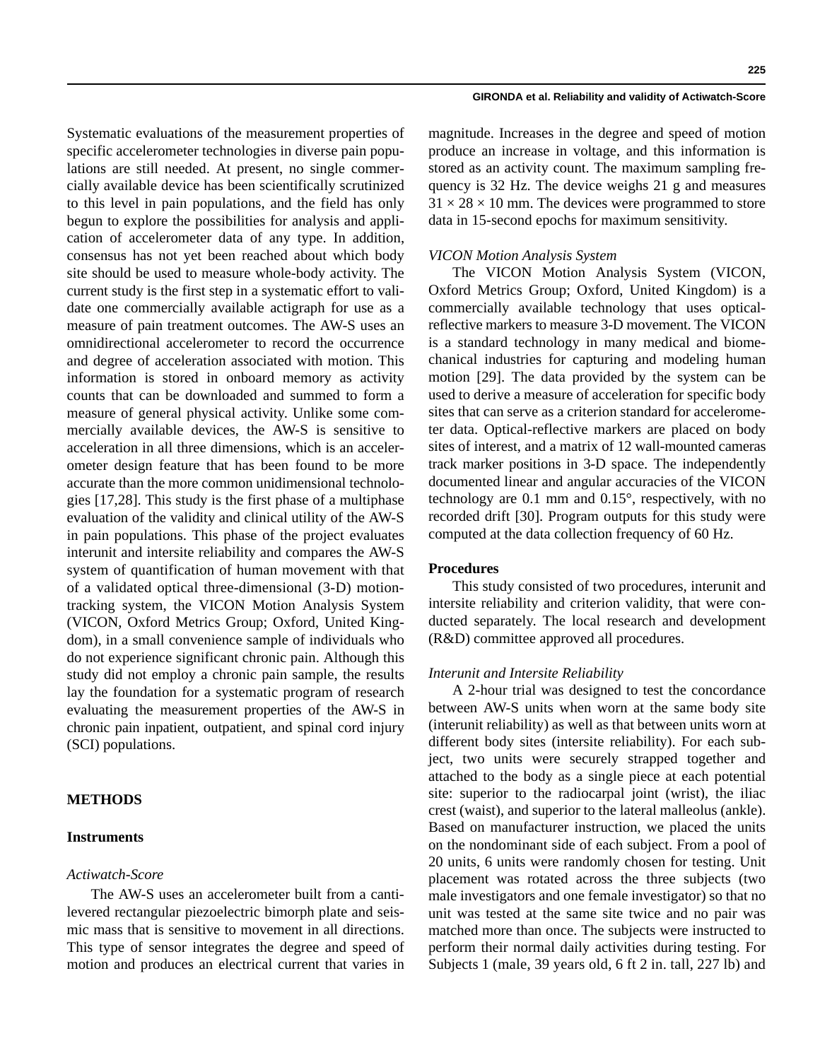Systematic evaluations of the measurement properties of specific accelerometer technologies in diverse pain populations are still needed. At present, no single commercially available device has been scientifically scrutinized to this level in pain populations, and the field has only begun to explore the possibilities for analysis and application of accelerometer data of any type. In addition, consensus has not yet been reached about which body site should be used to measure whole-body activity. The current study is the first step in a systematic effort to validate one commercially available actigraph for use as a measure of pain treatment outcomes. The AW-S uses an omnidirectional accelerometer to record the occurrence and degree of acceleration associated with motion. This information is stored in onboard memory as activity counts that can be downloaded and summed to form a measure of general physical activity. Unlike some commercially available devices, the AW-S is sensitive to acceleration in all three dimensions, which is an accelerometer design feature that has been found to be more accurate than the more common unidimensional technologies [17,28]. This study is the first phase of a multiphase evaluation of the validity and clinical utility of the AW-S in pain populations. This phase of the project evaluates interunit and intersite reliability and compares the AW-S system of quantification of human movement with that of a validated optical three-dimensional (3-D) motion-tracking system, the VICON Motion Analysis System (VICON, Oxford Metrics Group; Oxford, United Kingdom), in a small convenience sample of individuals who do not experience significant chronic pain. Although this study did not employ a chronic pain sample, the results lay the foundation for a systematic program of research evaluating the measurement properties of the AW-S in chronic pain inpatient, outpatient, and spinal cord injury (SCI) populations.

## METHODS

### Instruments

#### *Actiwatch-Score*

The AW-S uses an accelerometer built from a cantilevered rectangular piezoelectric bimorph plate and seismic mass that is sensitive to movement in all directions. This type of sensor integrates the degree and speed of motion and produces an electrical current that varies in magnitude. Increases in the degree and speed of motion produce an increase in voltage, and this information is stored as an activity count. The maximum sampling frequency is 32 Hz. The device weighs 21 g and measures $31 \times 28 \times 10$ mm. The devices were programmed to store data in 15-second epochs for maximum sensitivity.

#### *VICON Motion Analysis System*

The VICON Motion Analysis System (VICON, Oxford Metrics Group; Oxford, United Kingdom) is a commercially available technology that uses optical-reflective markers to measure 3-D movement. The VICON is a standard technology in many medical and biomechanical industries for capturing and modeling human motion [29]. The data provided by the system can be used to derive a measure of acceleration for specific body sites that can serve as a criterion standard for accelerometer data. Optical-reflective markers are placed on body sites of interest, and a matrix of 12 wall-mounted cameras track marker positions in 3-D space. The independently documented linear and angular accuracies of the VICON technology are 0.1 mm and 0.15°, respectively, with no recorded drift [30]. Program outputs for this study were computed at the data collection frequency of 60 Hz.

### Procedures

This study consisted of two procedures, interunit and intersite reliability and criterion validity, that were conducted separately. The local research and development (R&D) committee approved all procedures.

#### *Interunit and Intersite Reliability*

A 2-hour trial was designed to test the concordance between AW-S units when worn at the same body site (interunit reliability) as well as that between units worn at different body sites (intersite reliability). For each subject, two units were securely strapped together and attached to the body as a single piece at each potential site: superior to the radiocarpal joint (wrist), the iliac crest (waist), and superior to the lateral malleolus (ankle). Based on manufacturer instruction, we placed the units on the nondominant side of each subject. From a pool of 20 units, 6 units were randomly chosen for testing. Unit placement was rotated across the three subjects (two male investigators and one female investigator) so that no unit was tested at the same site twice and no pair was matched more than once. The subjects were instructed to perform their normal daily activities during testing. For Subjects 1 (male, 39 years old, 6 ft 2 in. tall, 227 lb) and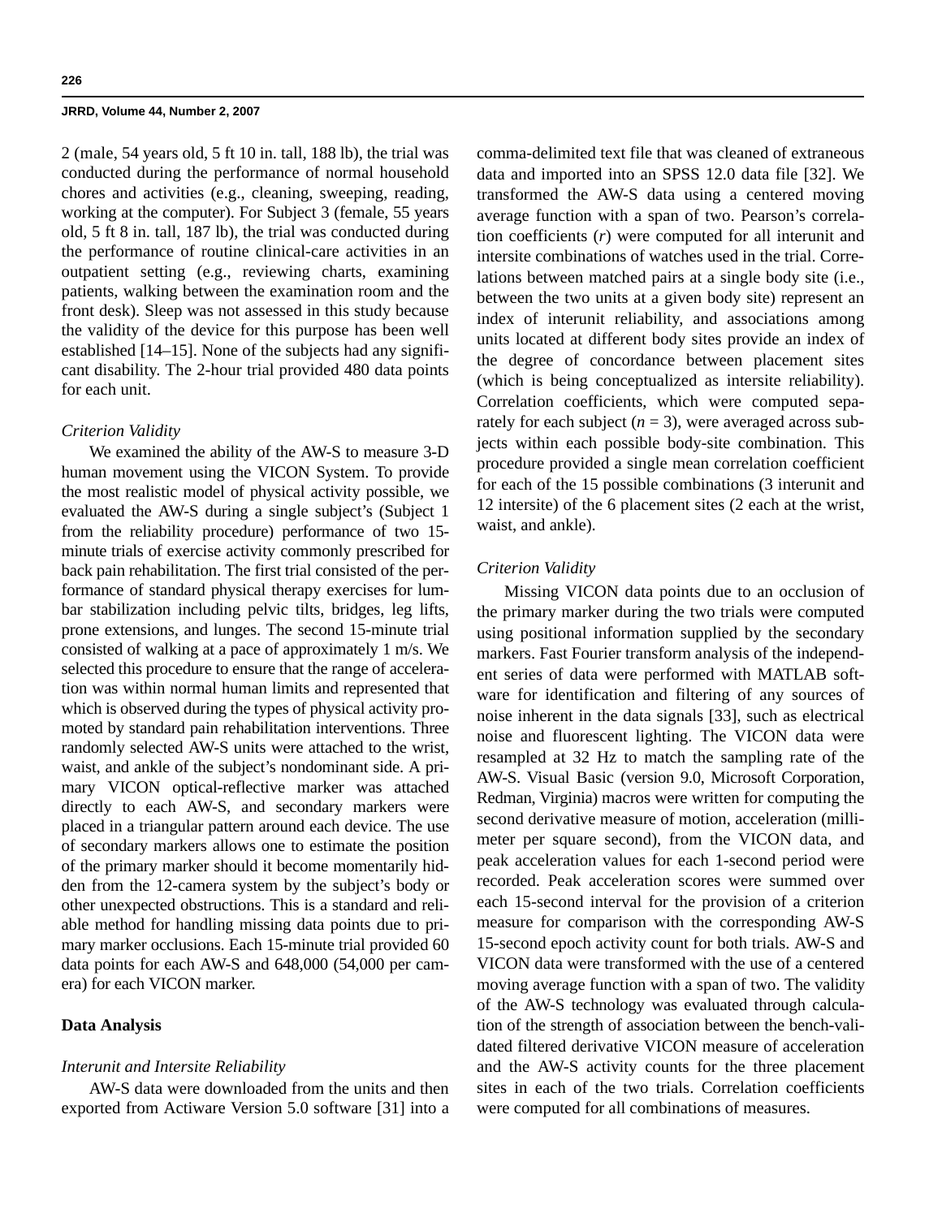2 (male, 54 years old, 5 ft 10 in. tall, 188 lb), the trial was conducted during the performance of normal household chores and activities (e.g., cleaning, sweeping, reading, working at the computer). For Subject 3 (female, 55 years old, 5 ft 8 in. tall, 187 lb), the trial was conducted during the performance of routine clinical-care activities in an outpatient setting (e.g., reviewing charts, examining patients, walking between the examination room and the front desk). Sleep was not assessed in this study because the validity of the device for this purpose has been well established [14–15]. None of the subjects had any significant disability. The 2-hour trial provided 480 data points for each unit.

### *Criterion Validity*

We examined the ability of the AW-S to measure 3-D human movement using the VICON System. To provide the most realistic model of physical activity possible, we evaluated the AW-S during a single subject's (Subject 1 from the reliability procedure) performance of two 15-minute trials of exercise activity commonly prescribed for back pain rehabilitation. The first trial consisted of the performance of standard physical therapy exercises for lumbar stabilization including pelvic tilts, bridges, leg lifts, prone extensions, and lunges. The second 15-minute trial consisted of walking at a pace of approximately 1 m/s. We selected this procedure to ensure that the range of acceleration was within normal human limits and represented that which is observed during the types of physical activity promoted by standard pain rehabilitation interventions. Three randomly selected AW-S units were attached to the wrist, waist, and ankle of the subject's nondominant side. A primary VICON optical-reflective marker was attached directly to each AW-S, and secondary markers were placed in a triangular pattern around each device. The use of secondary markers allows one to estimate the position of the primary marker should it become momentarily hidden from the 12-camera system by the subject's body or other unexpected obstructions. This is a standard and reliable method for handling missing data points due to primary marker occlusions. Each 15-minute trial provided 60 data points for each AW-S and 648,000 (54,000 per camera) for each VICON marker.

## Data Analysis

### *Interunit and Intersite Reliability*

AW-S data were downloaded from the units and then exported from Actiware Version 5.0 software [31] into a comma-delimited text file that was cleaned of extraneous data and imported into an SPSS 12.0 data file [32]. We transformed the AW-S data using a centered moving average function with a span of two. Pearson's correlation coefficients ($r$) were computed for all interunit and intersite combinations of watches used in the trial. Correlations between matched pairs at a single body site (i.e., between the two units at a given body site) represent an index of interunit reliability, and associations among units located at different body sites provide an index of the degree of concordance between placement sites (which is being conceptualized as intersite reliability). Correlation coefficients, which were computed separately for each subject ($n = 3$), were averaged across subjects within each possible body-site combination. This procedure provided a single mean correlation coefficient for each of the 15 possible combinations (3 interunit and 12 intersite) of the 6 placement sites (2 each at the wrist, waist, and ankle).

### *Criterion Validity*

Missing VICON data points due to an occlusion of the primary marker during the two trials were computed using positional information supplied by the secondary markers. Fast Fourier transform analysis of the independent series of data were performed with MATLAB software for identification and filtering of any sources of noise inherent in the data signals [33], such as electrical noise and fluorescent lighting. The VICON data were resampled at 32 Hz to match the sampling rate of the AW-S. Visual Basic (version 9.0, Microsoft Corporation, Redman, Virginia) macros were written for computing the second derivative measure of motion, acceleration (millimeter per square second), from the VICON data, and peak acceleration values for each 1-second period were recorded. Peak acceleration scores were summed over each 15-second interval for the provision of a criterion measure for comparison with the corresponding AW-S 15-second epoch activity count for both trials. AW-S and VICON data were transformed with the use of a centered moving average function with a span of two. The validity of the AW-S technology was evaluated through calculation of the strength of association between the bench-validated filtered derivative VICON measure of acceleration and the AW-S activity counts for the three placement sites in each of the two trials. Correlation coefficients were computed for all combinations of measures.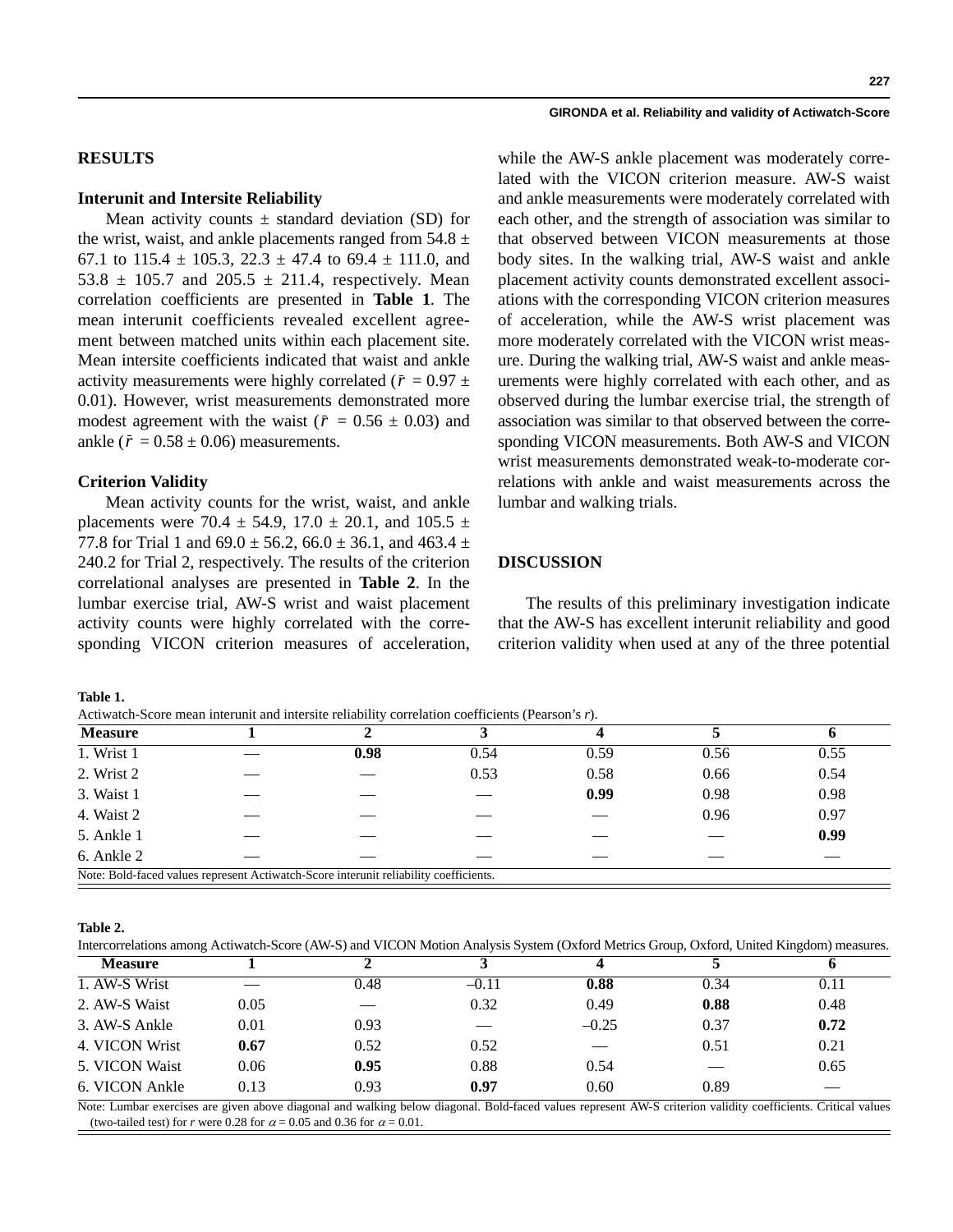## RESULTS

### Interunit and Intersite Reliability

Mean activity counts ± standard deviation (SD) for the wrist, waist, and ankle placements ranged from 54.8 ± 67.1 to 115.4 ± 105.3, 22.3 ± 47.4 to 69.4 ± 111.0, and 53.8 ± 105.7 and 205.5 ± 211.4, respectively. Mean correlation coefficients are presented in **Table 1**. The mean interunit coefficients revealed excellent agreement between matched units within each placement site. Mean intersite coefficients indicated that waist and ankle activity measurements were highly correlated ($\bar{r}$ = 0.97 ± 0.01). However, wrist measurements demonstrated more modest agreement with the waist ($\bar{r}$ = 0.56 ± 0.03) and ankle ($\bar{r}$ = 0.58 ± 0.06) measurements.

### Criterion Validity

Mean activity counts for the wrist, waist, and ankle placements were 70.4 ± 54.9, 17.0 ± 20.1, and 105.5 ± 77.8 for Trial 1 and 69.0 ± 56.2, 66.0 ± 36.1, and 463.4 ± 240.2 for Trial 2, respectively. The results of the criterion correlational analyses are presented in **Table 2**. In the lumbar exercise trial, AW-S wrist and waist placement activity counts were highly correlated with the corresponding VICON criterion measures of acceleration, while the AW-S ankle placement was moderately correlated with the VICON criterion measure. AW-S waist and ankle measurements were moderately correlated with each other, and the strength of association was similar to that observed between VICON measurements at those body sites. In the walking trial, AW-S waist and ankle placement activity counts demonstrated excellent associations with the corresponding VICON criterion measures of acceleration, while the AW-S wrist placement was more moderately correlated with the VICON wrist measure. During the walking trial, AW-S waist and ankle measurements were highly correlated with each other, and as observed during the lumbar exercise trial, the strength of association was similar to that observed between the corresponding VICON measurements. Both AW-S and VICON wrist measurements demonstrated weak-to-moderate correlations with ankle and waist measurements across the lumbar and walking trials.

## DISCUSSION

The results of this preliminary investigation indicate that the AW-S has excellent interunit reliability and good criterion validity when used at any of the three potential

**Table 1.**
Actiwatch-Score mean interunit and intersite reliability correlation coefficients (Pearson's *r*).

| Measure | 1 | 2 | 3 | 4 | 5 | 6 |
|---|---|---|---|---|---|---|
| 1. Wrist 1 | — | **0.98** | 0.54 | 0.59 | 0.56 | 0.55 |
| 2. Wrist 2 | — | — | 0.53 | 0.58 | 0.66 | 0.54 |
| 3. Waist 1 | — | — | — | **0.99** | 0.98 | 0.98 |
| 4. Waist 2 | — | — | — | — | 0.96 | 0.97 |
| 5. Ankle 1 | — | — | — | — | — | **0.99** |
| 6. Ankle 2 | — | — | — | — | — | — |

Note: Bold-faced values represent Actiwatch-Score interunit reliability coefficients.

**Table 2.**
Intercorrelations among Actiwatch-Score (AW-S) and VICON Motion Analysis System (Oxford Metrics Group, Oxford, United Kingdom) measures.

| Measure | 1 | 2 | 3 | 4 | 5 | 6 |
|---|---|---|---|---|---|---|
| 1. AW-S Wrist | — | 0.48 | –0.11 | **0.88** | 0.34 | 0.11 |
| 2. AW-S Waist | 0.05 | — | 0.32 | 0.49 | **0.88** | 0.48 |
| 3. AW-S Ankle | 0.01 | 0.93 | — | –0.25 | 0.37 | **0.72** |
| 4. VICON Wrist | **0.67** | 0.52 | 0.52 | — | 0.51 | 0.21 |
| 5. VICON Waist | 0.06 | **0.95** | 0.88 | 0.54 | — | 0.65 |
| 6. VICON Ankle | 0.13 | 0.93 | **0.97** | 0.60 | 0.89 | — |

Note: Lumbar exercises are given above diagonal and walking below diagonal. Bold-faced values represent AW-S criterion validity coefficients. Critical values (two-tailed test) for *r* were 0.28 for $\alpha = 0.05$ and 0.36 for $\alpha = 0.01$.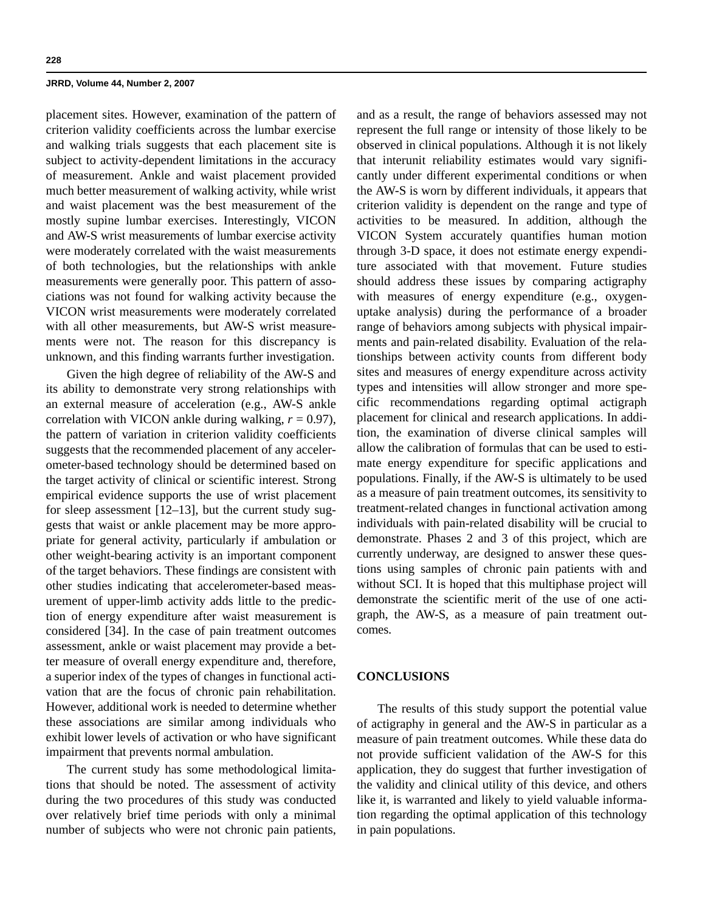placement sites. However, examination of the pattern of criterion validity coefficients across the lumbar exercise and walking trials suggests that each placement site is subject to activity-dependent limitations in the accuracy of measurement. Ankle and waist placement provided much better measurement of walking activity, while wrist and waist placement was the best measurement of the mostly supine lumbar exercises. Interestingly, VICON and AW-S wrist measurements of lumbar exercise activity were moderately correlated with the waist measurements of both technologies, but the relationships with ankle measurements were generally poor. This pattern of associations was not found for walking activity because the VICON wrist measurements were moderately correlated with all other measurements, but AW-S wrist measurements were not. The reason for this discrepancy is unknown, and this finding warrants further investigation.

Given the high degree of reliability of the AW-S and its ability to demonstrate very strong relationships with an external measure of acceleration (e.g., AW-S ankle correlation with VICON ankle during walking, $r = 0.97$), the pattern of variation in criterion validity coefficients suggests that the recommended placement of any accelerometer-based technology should be determined based on the target activity of clinical or scientific interest. Strong empirical evidence supports the use of wrist placement for sleep assessment [12–13], but the current study suggests that waist or ankle placement may be more appropriate for general activity, particularly if ambulation or other weight-bearing activity is an important component of the target behaviors. These findings are consistent with other studies indicating that accelerometer-based measurement of upper-limb activity adds little to the prediction of energy expenditure after waist measurement is considered [34]. In the case of pain treatment outcomes assessment, ankle or waist placement may provide a better measure of overall energy expenditure and, therefore, a superior index of the types of changes in functional activation that are the focus of chronic pain rehabilitation. However, additional work is needed to determine whether these associations are similar among individuals who exhibit lower levels of activation or who have significant impairment that prevents normal ambulation.

The current study has some methodological limitations that should be noted. The assessment of activity during the two procedures of this study was conducted over relatively brief time periods with only a minimal number of subjects who were not chronic pain patients, and as a result, the range of behaviors assessed may not represent the full range or intensity of those likely to be observed in clinical populations. Although it is not likely that interunit reliability estimates would vary significantly under different experimental conditions or when the AW-S is worn by different individuals, it appears that criterion validity is dependent on the range and type of activities to be measured. In addition, although the VICON System accurately quantifies human motion through 3-D space, it does not estimate energy expenditure associated with that movement. Future studies should address these issues by comparing actigraphy with measures of energy expenditure (e.g., oxygen-uptake analysis) during the performance of a broader range of behaviors among subjects with physical impairments and pain-related disability. Evaluation of the relationships between activity counts from different body sites and measures of energy expenditure across activity types and intensities will allow stronger and more specific recommendations regarding optimal actigraph placement for clinical and research applications. In addition, the examination of diverse clinical samples will allow the calibration of formulas that can be used to estimate energy expenditure for specific applications and populations. Finally, if the AW-S is ultimately to be used as a measure of pain treatment outcomes, its sensitivity to treatment-related changes in functional activation among individuals with pain-related disability will be crucial to demonstrate. Phases 2 and 3 of this project, which are currently underway, are designed to answer these questions using samples of chronic pain patients with and without SCI. It is hoped that this multiphase project will demonstrate the scientific merit of the use of one actigraph, the AW-S, as a measure of pain treatment outcomes.

## CONCLUSIONS

The results of this study support the potential value of actigraphy in general and the AW-S in particular as a measure of pain treatment outcomes. While these data do not provide sufficient validation of the AW-S for this application, they do suggest that further investigation of the validity and clinical utility of this device, and others like it, is warranted and likely to yield valuable information regarding the optimal application of this technology in pain populations.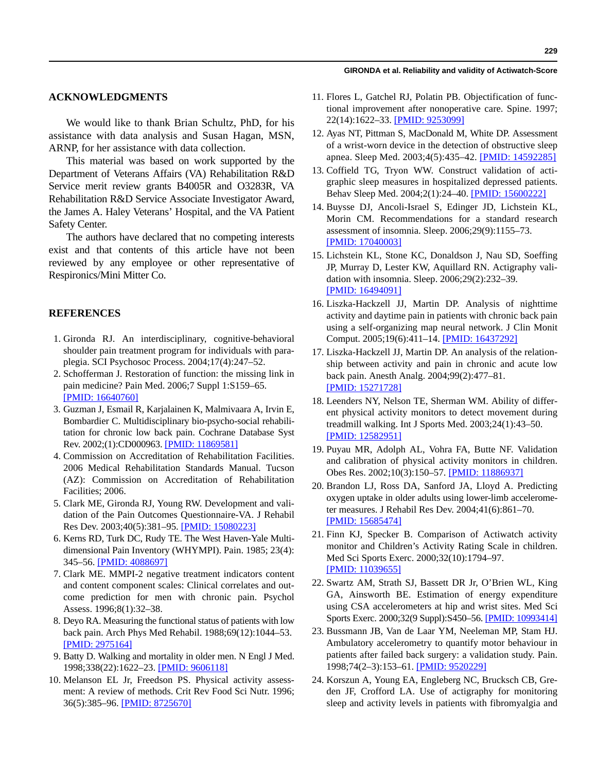## ACKNOWLEDGMENTS

We would like to thank Brian Schultz, PhD, for his assistance with data analysis and Susan Hagan, MSN, ARNP, for her assistance with data collection.

This material was based on work supported by the Department of Veterans Affairs (VA) Rehabilitation R&D Service merit review grants B4005R and O3283R, VA Rehabilitation R&D Service Associate Investigator Award, the James A. Haley Veterans' Hospital, and the VA Patient Safety Center.

The authors have declared that no competing interests exist and that contents of this article have not been reviewed by any employee or other representative of Respironics/Mini Mitter Co.

## REFERENCES

1. Gironda RJ. An interdisciplinary, cognitive-behavioral shoulder pain treatment program for individuals with paraplegia. SCI Psychosoc Process. 2004;17(4):247–52.
2. Schofferman J. Restoration of function: the missing link in pain medicine? Pain Med. 2006;7 Suppl 1:S159–65. [PMID: 16640760]
3. Guzman J, Esmail R, Karjalainen K, Malmivaara A, Irvin E, Bombardier C. Multidisciplinary bio-psycho-social rehabilitation for chronic low back pain. Cochrane Database Syst Rev. 2002;(1):CD000963. [PMID: 11869581]
4. Commission on Accreditation of Rehabilitation Facilities. 2006 Medical Rehabilitation Standards Manual. Tucson (AZ): Commission on Accreditation of Rehabilitation Facilities; 2006.
5. Clark ME, Gironda RJ, Young RW. Development and validation of the Pain Outcomes Questionnaire-VA. J Rehabil Res Dev. 2003;40(5):381–95. [PMID: 15080223]
6. Kerns RD, Turk DC, Rudy TE. The West Haven-Yale Multidimensional Pain Inventory (WHYMPI). Pain. 1985; 23(4): 345–56. [PMID: 4088697]
7. Clark ME. MMPI-2 negative treatment indicators content and content component scales: Clinical correlates and outcome prediction for men with chronic pain. Psychol Assess. 1996;8(1):32–38.
8. Deyo RA. Measuring the functional status of patients with low back pain. Arch Phys Med Rehabil. 1988;69(12):1044–53. [PMID: 2975164]
9. Batty D. Walking and mortality in older men. N Engl J Med. 1998;338(22):1622–23. [PMID: 9606118]
10. Melanson EL Jr, Freedson PS. Physical activity assessment: A review of methods. Crit Rev Food Sci Nutr. 1996; 36(5):385–96. [PMID: 8725670]
11. Flores L, Gatchel RJ, Polatin PB. Objectification of functional improvement after nonoperative care. Spine. 1997; 22(14):1622–33. [PMID: 9253099]
12. Ayas NT, Pittman S, MacDonald M, White DP. Assessment of a wrist-worn device in the detection of obstructive sleep apnea. Sleep Med. 2003;4(5):435–42. [PMID: 14592285]
13. Coffield TG, Tryon WW. Construct validation of actigraphic sleep measures in hospitalized depressed patients. Behav Sleep Med. 2004;2(1):24–40. [PMID: 15600222]
14. Buysse DJ, Ancoli-Israel S, Edinger JD, Lichstein KL, Morin CM. Recommendations for a standard research assessment of insomnia. Sleep. 2006;29(9):1155–73. [PMID: 17040003]
15. Lichstein KL, Stone KC, Donaldson J, Nau SD, Soeffing JP, Murray D, Lester KW, Aquillard RN. Actigraphy validation with insomnia. Sleep. 2006;29(2):232–39. [PMID: 16494091]
16. Liszka-Hackzell JJ, Martin DP. Analysis of nighttime activity and daytime pain in patients with chronic back pain using a self-organizing map neural network. J Clin Monit Comput. 2005;19(6):411–14. [PMID: 16437292]
17. Liszka-Hackzell JJ, Martin DP. An analysis of the relationship between activity and pain in chronic and acute low back pain. Anesth Analg. 2004;99(2):477–81. [PMID: 15271728]
18. Leenders NY, Nelson TE, Sherman WM. Ability of different physical activity monitors to detect movement during treadmill walking. Int J Sports Med. 2003;24(1):43–50. [PMID: 12582951]
19. Puyau MR, Adolph AL, Vohra FA, Butte NF. Validation and calibration of physical activity monitors in children. Obes Res. 2002;10(3):150–57. [PMID: 11886937]
20. Brandon LJ, Ross DA, Sanford JA, Lloyd A. Predicting oxygen uptake in older adults using lower-limb accelerometer measures. J Rehabil Res Dev. 2004;41(6):861–70. [PMID: 15685474]
21. Finn KJ, Specker B. Comparison of Actiwatch activity monitor and Children's Activity Rating Scale in children. Med Sci Sports Exerc. 2000;32(10):1794–97. [PMID: 11039655]
22. Swartz AM, Strath SJ, Bassett DR Jr, O'Brien WL, King GA, Ainsworth BE. Estimation of energy expenditure using CSA accelerometers at hip and wrist sites. Med Sci Sports Exerc. 2000;32(9 Suppl):S450–56. [PMID: 10993414]
23. Bussmann JB, Van de Laar YM, Neeleman MP, Stam HJ. Ambulatory accelerometry to quantify motor behaviour in patients after failed back surgery: a validation study. Pain. 1998;74(2–3):153–61. [PMID: 9520229]
24. Korszun A, Young EA, Engleberg NC, Brucksch CB, Greden JF, Crofford LA. Use of actigraphy for monitoring sleep and activity levels in patients with fibromyalgia and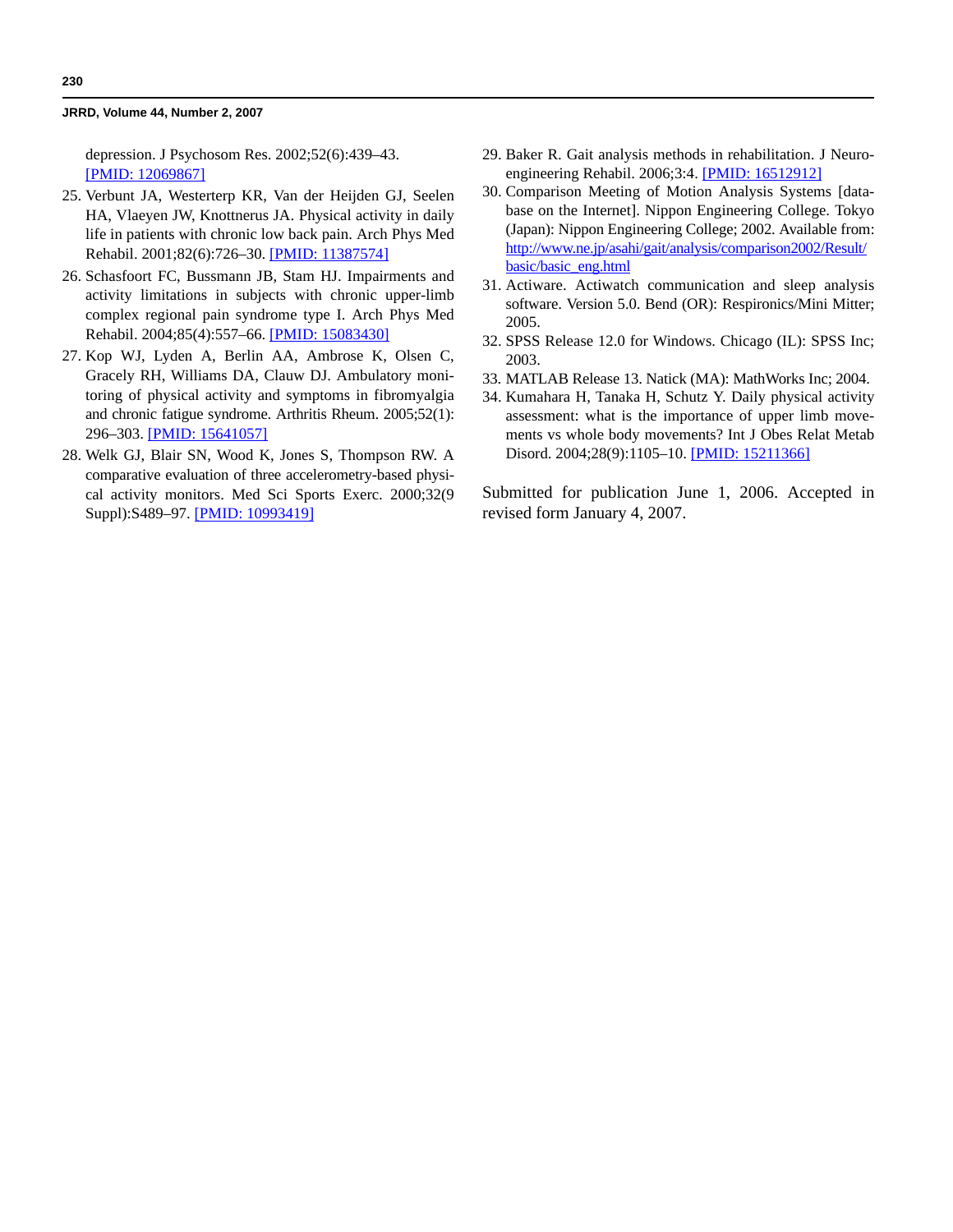depression. J Psychosom Res. 2002;52(6):439–43. [PMID: 12069867]

25. Verbunt JA, Westerterp KR, Van der Heijden GJ, Seelen HA, Vlaeyen JW, Knottnerus JA. Physical activity in daily life in patients with chronic low back pain. Arch Phys Med Rehabil. 2001;82(6):726–30. [PMID: 11387574]
26. Schasfoort FC, Bussmann JB, Stam HJ. Impairments and activity limitations in subjects with chronic upper-limb complex regional pain syndrome type I. Arch Phys Med Rehabil. 2004;85(4):557–66. [PMID: 15083430]
27. Kop WJ, Lyden A, Berlin AA, Ambrose K, Olsen C, Gracely RH, Williams DA, Clauw DJ. Ambulatory monitoring of physical activity and symptoms in fibromyalgia and chronic fatigue syndrome. Arthritis Rheum. 2005;52(1): 296–303. [PMID: 15641057]
28. Welk GJ, Blair SN, Wood K, Jones S, Thompson RW. A comparative evaluation of three accelerometry-based physical activity monitors. Med Sci Sports Exerc. 2000;32(9 Suppl):S489–97. [PMID: 10993419]
29. Baker R. Gait analysis methods in rehabilitation. J Neuroengineering Rehabil. 2006;3:4. [PMID: 16512912]
30. Comparison Meeting of Motion Analysis Systems [database on the Internet]. Nippon Engineering College. Tokyo (Japan): Nippon Engineering College; 2002. Available from: http://www.ne.jp/asahi/gait/analysis/comparison2002/Result/basic/basic_eng.html
31. Actiware. Actiwatch communication and sleep analysis software. Version 5.0. Bend (OR): Respironics/Mini Mitter; 2005.
32. SPSS Release 12.0 for Windows. Chicago (IL): SPSS Inc; 2003.
33. MATLAB Release 13. Natick (MA): MathWorks Inc; 2004.
34. Kumahara H, Tanaka H, Schutz Y. Daily physical activity assessment: what is the importance of upper limb movements vs whole body movements? Int J Obes Relat Metab Disord. 2004;28(9):1105–10. [PMID: 15211366]

Submitted for publication June 1, 2006. Accepted in revised form January 4, 2007.